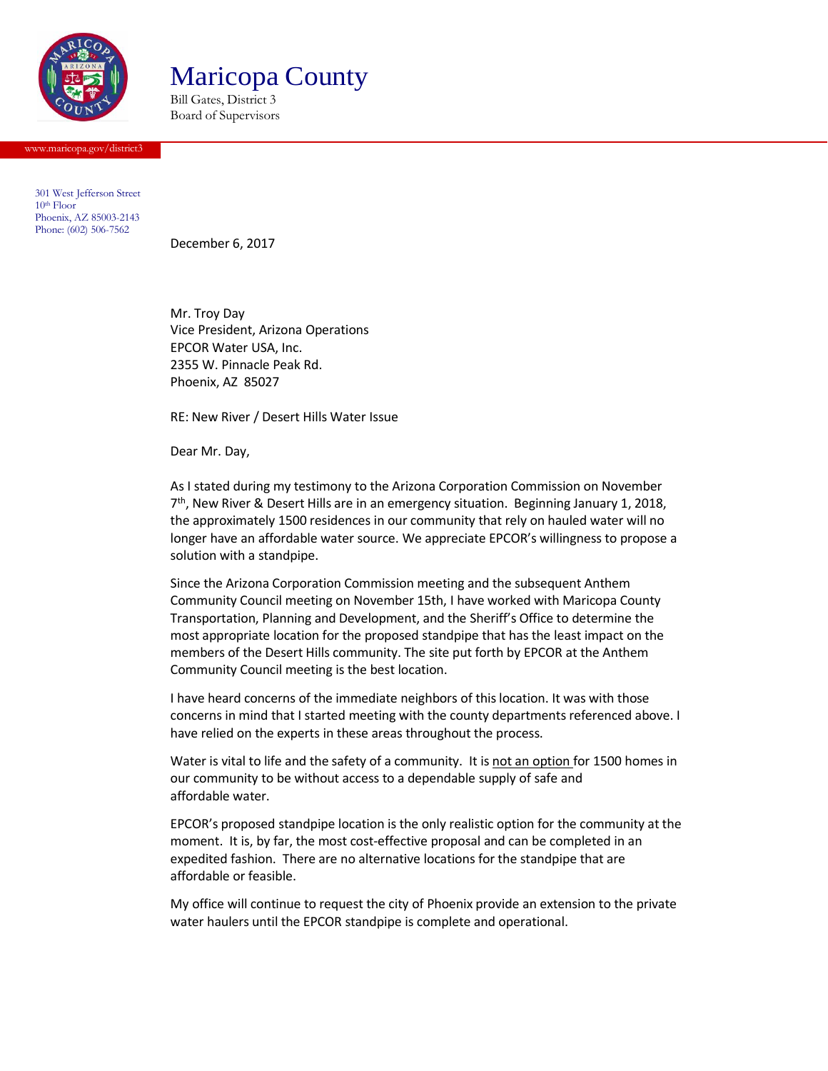# Maricopa County

Bill Gates, District 3
Board of Supervisors

www.maricopa.gov/district3

301 West Jefferson Street
10th Floor
Phoenix, AZ 85003-2143
Phone: (602) 506-7562

December 6, 2017

Mr. Troy Day
Vice President, Arizona Operations
EPCOR Water USA, Inc.
2355 W. Pinnacle Peak Rd.
Phoenix, AZ 85027

RE: New River / Desert Hills Water Issue

Dear Mr. Day,

As I stated during my testimony to the Arizona Corporation Commission on November 7th, New River & Desert Hills are in an emergency situation. Beginning January 1, 2018, the approximately 1500 residences in our community that rely on hauled water will no longer have an affordable water source. We appreciate EPCOR's willingness to propose a solution with a standpipe.

Since the Arizona Corporation Commission meeting and the subsequent Anthem Community Council meeting on November 15th, I have worked with Maricopa County Transportation, Planning and Development, and the Sheriff's Office to determine the most appropriate location for the proposed standpipe that has the least impact on the members of the Desert Hills community. The site put forth by EPCOR at the Anthem Community Council meeting is the best location.

I have heard concerns of the immediate neighbors of this location. It was with those concerns in mind that I started meeting with the county departments referenced above. I have relied on the experts in these areas throughout the process.

Water is vital to life and the safety of a community. It is <u>not an option</u> for 1500 homes in our community to be without access to a dependable supply of safe and affordable water.

EPCOR's proposed standpipe location is the only realistic option for the community at the moment. It is, by far, the most cost-effective proposal and can be completed in an expedited fashion. There are no alternative locations for the standpipe that are affordable or feasible.

My office will continue to request the city of Phoenix provide an extension to the private water haulers until the EPCOR standpipe is complete and operational.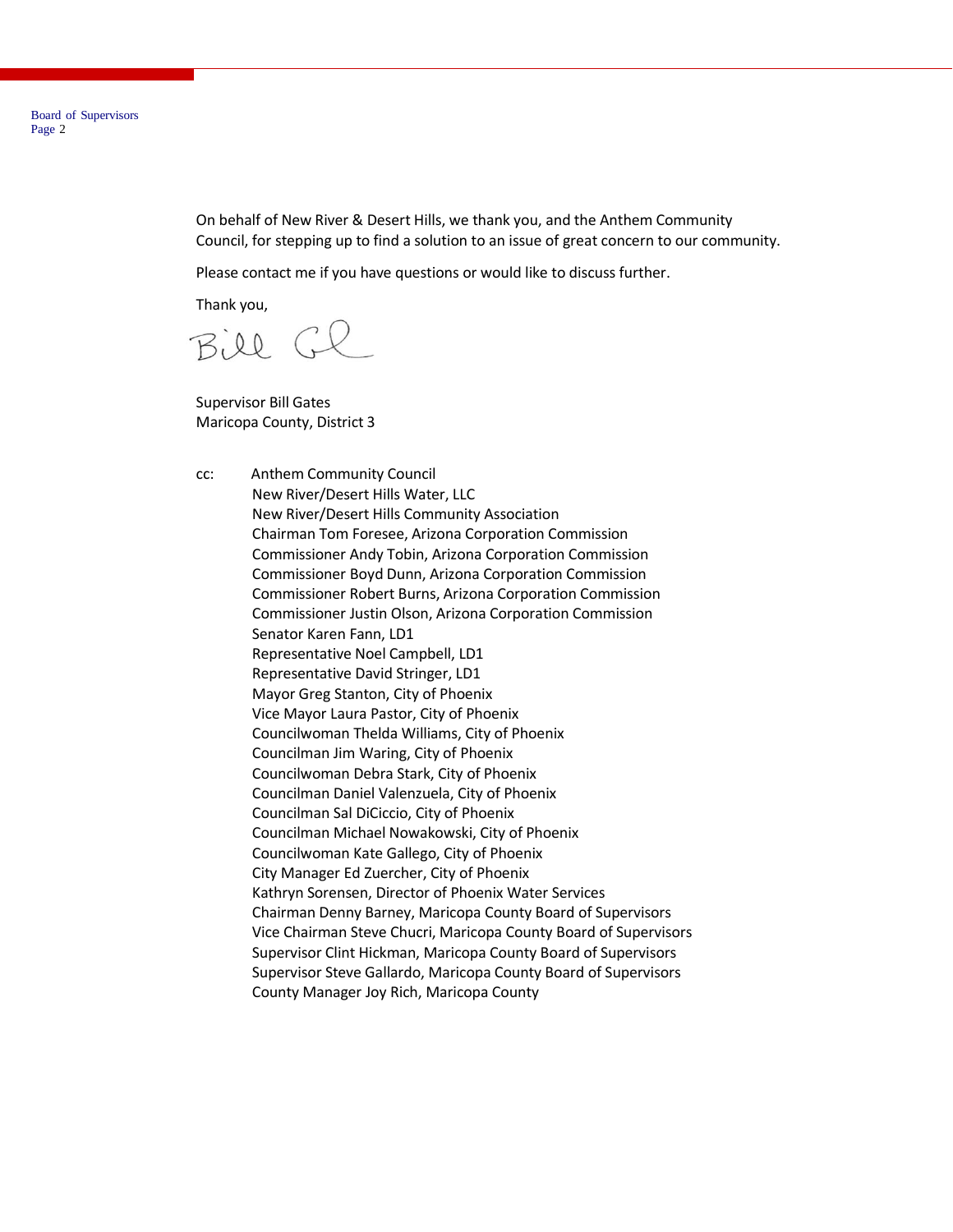On behalf of New River & Desert Hills, we thank you, and the Anthem Community Council, for stepping up to find a solution to an issue of great concern to our community.

Please contact me if you have questions or would like to discuss further.

Thank you,

Bill Gl

Supervisor Bill Gates
Maricopa County, District 3

cc: Anthem Community Council
New River/Desert Hills Water, LLC
New River/Desert Hills Community Association
Chairman Tom Foresee, Arizona Corporation Commission
Commissioner Andy Tobin, Arizona Corporation Commission
Commissioner Boyd Dunn, Arizona Corporation Commission
Commissioner Robert Burns, Arizona Corporation Commission
Commissioner Justin Olson, Arizona Corporation Commission
Senator Karen Fann, LD1
Representative Noel Campbell, LD1
Representative David Stringer, LD1
Mayor Greg Stanton, City of Phoenix
Vice Mayor Laura Pastor, City of Phoenix
Councilwoman Thelda Williams, City of Phoenix
Councilman Jim Waring, City of Phoenix
Councilwoman Debra Stark, City of Phoenix
Councilman Daniel Valenzuela, City of Phoenix
Councilman Sal DiCiccio, City of Phoenix
Councilman Michael Nowakowski, City of Phoenix
Councilwoman Kate Gallego, City of Phoenix
City Manager Ed Zuercher, City of Phoenix
Kathryn Sorensen, Director of Phoenix Water Services
Chairman Denny Barney, Maricopa County Board of Supervisors
Vice Chairman Steve Chucri, Maricopa County Board of Supervisors
Supervisor Clint Hickman, Maricopa County Board of Supervisors
Supervisor Steve Gallardo, Maricopa County Board of Supervisors
County Manager Joy Rich, Maricopa County